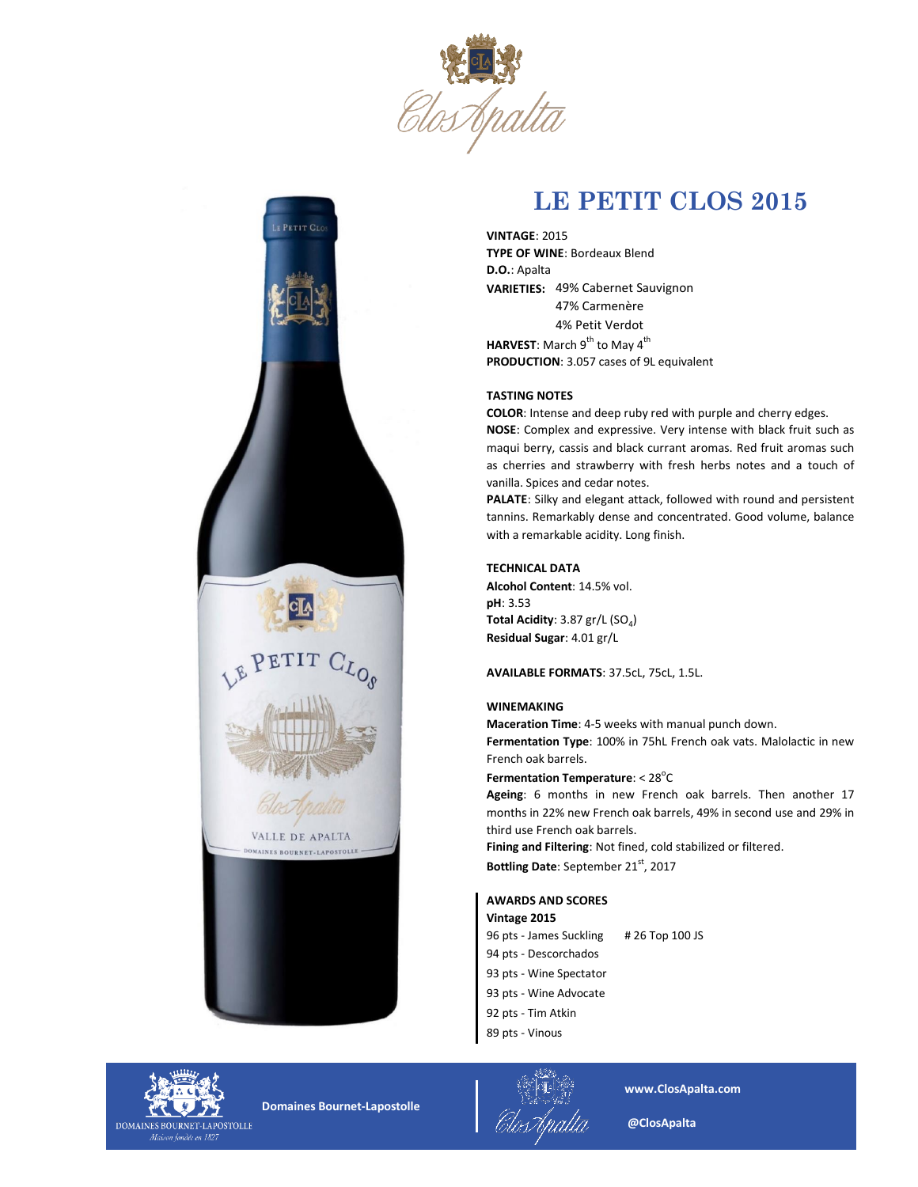# LE PETIT CLOS 2015

**VINTAGE**: 2015
**TYPE OF WINE**: Bordeaux Blend
**D.O.**: Apalta
**VARIETIES:** 49% Cabernet Sauvignon
47% Carmenère
4% Petit Verdot
**HARVEST**: March 9th to May 4th
**PRODUCTION**: 3.057 cases of 9L equivalent

**TASTING NOTES**

**COLOR**: Intense and deep ruby red with purple and cherry edges.
**NOSE**: Complex and expressive. Very intense with black fruit such as maqui berry, cassis and black currant aromas. Red fruit aromas such as cherries and strawberry with fresh herbs notes and a touch of vanilla. Spices and cedar notes.
**PALATE**: Silky and elegant attack, followed with round and persistent tannins. Remarkably dense and concentrated. Good volume, balance with a remarkable acidity. Long finish.

**TECHNICAL DATA**

**Alcohol Content**: 14.5% vol.
**pH**: 3.53
**Total Acidity**: 3.87 gr/L ($SO_4$)
**Residual Sugar**: 4.01 gr/L

**AVAILABLE FORMATS**: 37.5cL, 75cL, 1.5L.

**WINEMAKING**

**Maceration Time**: 4-5 weeks with manual punch down.
**Fermentation Type**: 100% in 75hL French oak vats. Malolactic in new French oak barrels.
**Fermentation Temperature**: < 28°C
**Ageing**: 6 months in new French oak barrels. Then another 17 months in 22% new French oak barrels, 49% in second use and 29% in third use French oak barrels.
**Fining and Filtering**: Not fined, cold stabilized or filtered.
**Bottling Date**: September 21st, 2017

**AWARDS AND SCORES**
**Vintage 2015**
96 pts - James Suckling # 26 Top 100 JS
94 pts - Descorchados
93 pts - Wine Spectator
93 pts - Wine Advocate
92 pts - Tim Atkin
89 pts - Vinous

Domaines Bournet-Lapostolle

www.ClosApalta.com

@ClosApalta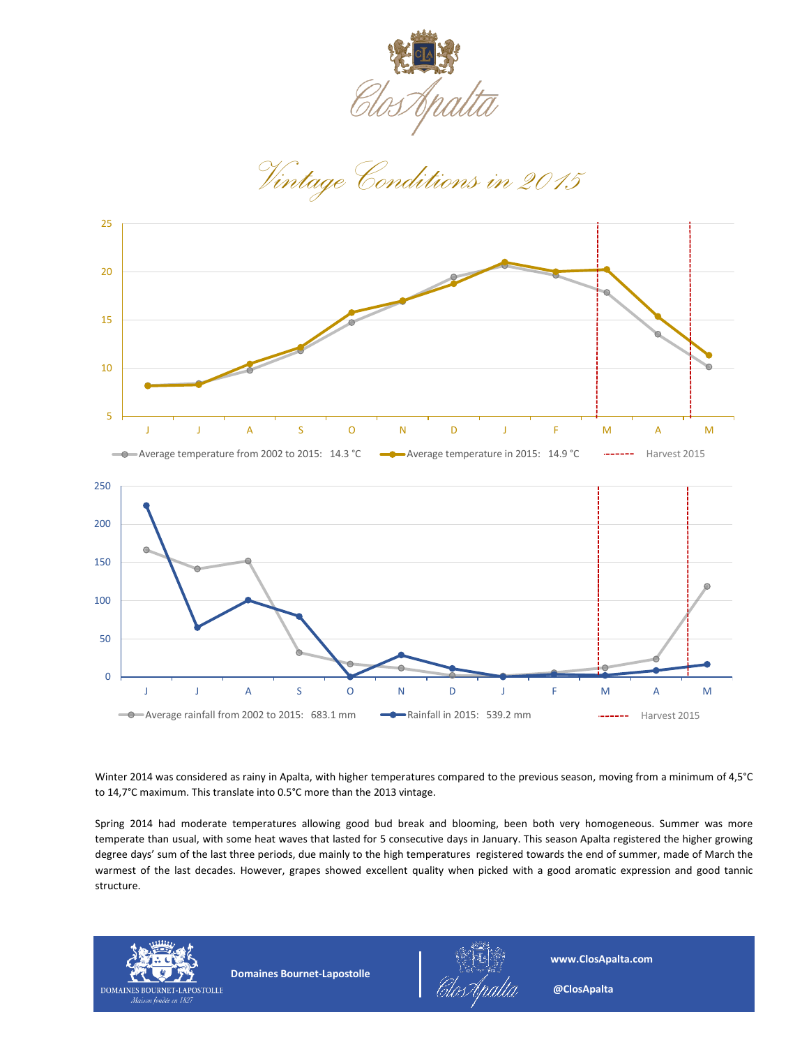# Vintage Conditions in 2015

Average temperature from 2002 to 2015: 14.3 °C — Average temperature in 2015: 14.9 °C — Harvest 2015

Average rainfall from 2002 to 2015: 683.1 mm — Rainfall in 2015: 539.2 mm — Harvest 2015

Winter 2014 was considered as rainy in Apalta, with higher temperatures compared to the previous season, moving from a minimum of 4,5°C to 14,7°C maximum. This translate into 0.5°C more than the 2013 vintage.

Spring 2014 had moderate temperatures allowing good bud break and blooming, been both very homogeneous. Summer was more temperate than usual, with some heat waves that lasted for 5 consecutive days in January. This season Apalta registered the higher growing degree days' sum of the last three periods, due mainly to the high temperatures registered towards the end of summer, made of March the warmest of the last decades. However, grapes showed excellent quality when picked with a good aromatic expression and good tannic structure.

Domaines Bournet-Lapostolle

www.ClosApalta.com

@ClosApalta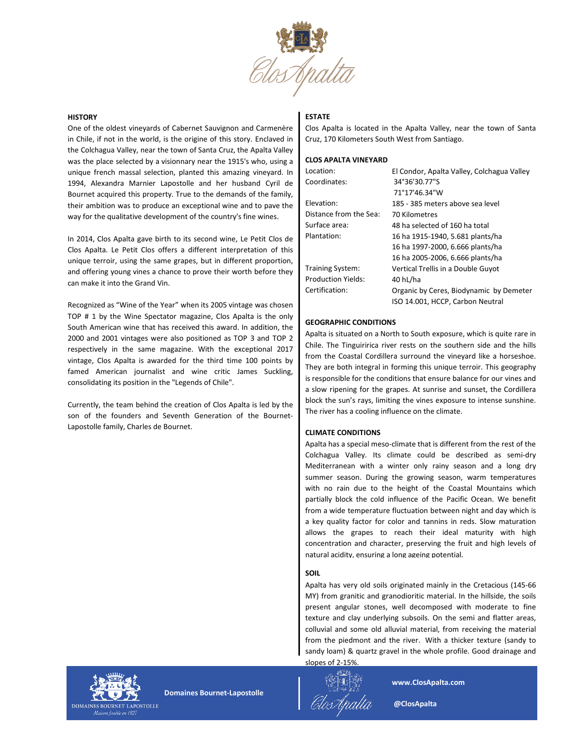## HISTORY

One of the oldest vineyards of Cabernet Sauvignon and Carmenère in Chile, if not in the world, is the origine of this story. Enclaved in the Colchagua Valley, near the town of Santa Cruz, the Apalta Valley was the place selected by a visionnary near the 1915's who, using a unique french massal selection, planted this amazing vineyard. In 1994, Alexandra Marnier Lapostolle and her husband Cyril de Bournet acquired this property. True to the demands of the family, their ambition was to produce an exceptional wine and to pave the way for the qualitative development of the country's fine wines.

In 2014, Clos Apalta gave birth to its second wine, Le Petit Clos de Clos Apalta. Le Petit Clos offers a different interpretation of this unique terroir, using the same grapes, but in different proportion, and offering young vines a chance to prove their worth before they can make it into the Grand Vin.

Recognized as "Wine of the Year" when its 2005 vintage was chosen TOP # 1 by the Wine Spectator magazine, Clos Apalta is the only South American wine that has received this award. In addition, the 2000 and 2001 vintages were also positioned as TOP 3 and TOP 2 respectively in the same magazine. With the exceptional 2017 vintage, Clos Apalta is awarded for the third time 100 points by famed American journalist and wine critic James Suckling, consolidating its position in the "Legends of Chile".

Currently, the team behind the creation of Clos Apalta is led by the son of the founders and Seventh Generation of the Bournet-Lapostolle family, Charles de Bournet.

## ESTATE

Clos Apalta is located in the Apalta Valley, near the town of Santa Cruz, 170 Kilometers South West from Santiago.

## CLOS APALTA VINEYARD

| | |
|---|---|
| Location: | El Condor, Apalta Valley, Colchagua Valley |
| Coordinates: | 34°36'30.77"S<br>71°17'46.34"W |
| Elevation: | 185 - 385 meters above sea level |
| Distance from the Sea: | 70 Kilometres |
| Surface area: | 48 ha selected of 160 ha total |
| Plantation: | 16 ha 1915-1940, 5.681 plants/ha<br>16 ha 1997-2000, 6.666 plants/ha<br>16 ha 2005-2006, 6.666 plants/ha |
| Training System: | Vertical Trellis in a Double Guyot |
| Production Yields: | 40 hL/ha |
| Certification: | Organic by Ceres, Biodynamic by Demeter<br>ISO 14.001, HCCP, Carbon Neutral |

## GEOGRAPHIC CONDITIONS

Apalta is situated on a North to South exposure, which is quite rare in Chile. The Tinguiririca river rests on the southern side and the hills from the Coastal Cordillera surround the vineyard like a horseshoe. They are both integral in forming this unique terroir. This geography is responsible for the conditions that ensure balance for our vines and a slow ripening for the grapes. At sunrise and sunset, the Cordillera block the sun's rays, limiting the vines exposure to intense sunshine. The river has a cooling influence on the climate.

## CLIMATE CONDITIONS

Apalta has a special meso-climate that is different from the rest of the Colchagua Valley. Its climate could be described as semi-dry Mediterranean with a winter only rainy season and a long dry summer season. During the growing season, warm temperatures with no rain due to the height of the Coastal Mountains which partially block the cold influence of the Pacific Ocean. We benefit from a wide temperature fluctuation between night and day which is a key quality factor for color and tannins in reds. Slow maturation allows the grapes to reach their ideal maturity with high concentration and character, preserving the fruit and high levels of natural acidity, ensuring a long ageing potential.

## SOIL

Apalta has very old soils originated mainly in the Cretacious (145-66 MY) from granitic and granodioritic material. In the hillside, the soils present angular stones, well decomposed with moderate to fine texture and clay underlying subsoils. On the semi and flatter areas, colluvial and some old alluvial material, from receiving the material from the piedmont and the river. With a thicker texture (sandy to sandy loam) & quartz gravel in the whole profile. Good drainage and slopes of 2-15%.

**Domaines Bournet-Lapostolle**

**www.ClosApalta.com**

**@ClosApalta**